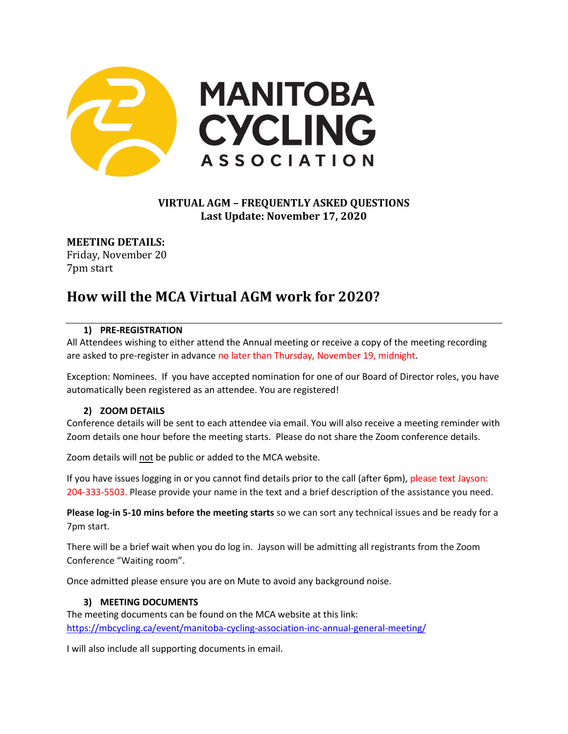MANITOBA CYCLING ASSOCIATION

**VIRTUAL AGM – FREQUENTLY ASKED QUESTIONS**
**Last Update: November 17, 2020**

**MEETING DETAILS:**
Friday, November 20
7pm start

# How will the MCA Virtual AGM work for 2020?

### 1) PRE-REGISTRATION

All Attendees wishing to either attend the Annual meeting or receive a copy of the meeting recording are asked to pre-register in advance no later than Thursday, November 19, midnight.

Exception: Nominees. If you have accepted nomination for one of our Board of Director roles, you have automatically been registered as an attendee. You are registered!

### 2) ZOOM DETAILS

Conference details will be sent to each attendee via email. You will also receive a meeting reminder with Zoom details one hour before the meeting starts. Please do not share the Zoom conference details.

Zoom details will not be public or added to the MCA website.

If you have issues logging in or you cannot find details prior to the call (after 6pm), please text Jayson: 204-333-5503. Please provide your name in the text and a brief description of the assistance you need.

**Please log-in 5-10 mins before the meeting starts** so we can sort any technical issues and be ready for a 7pm start.

There will be a brief wait when you do log in. Jayson will be admitting all registrants from the Zoom Conference "Waiting room".

Once admitted please ensure you are on Mute to avoid any background noise.

### 3) MEETING DOCUMENTS

The meeting documents can be found on the MCA website at this link:
https://mbcycling.ca/event/manitoba-cycling-association-inc-annual-general-meeting/

I will also include all supporting documents in email.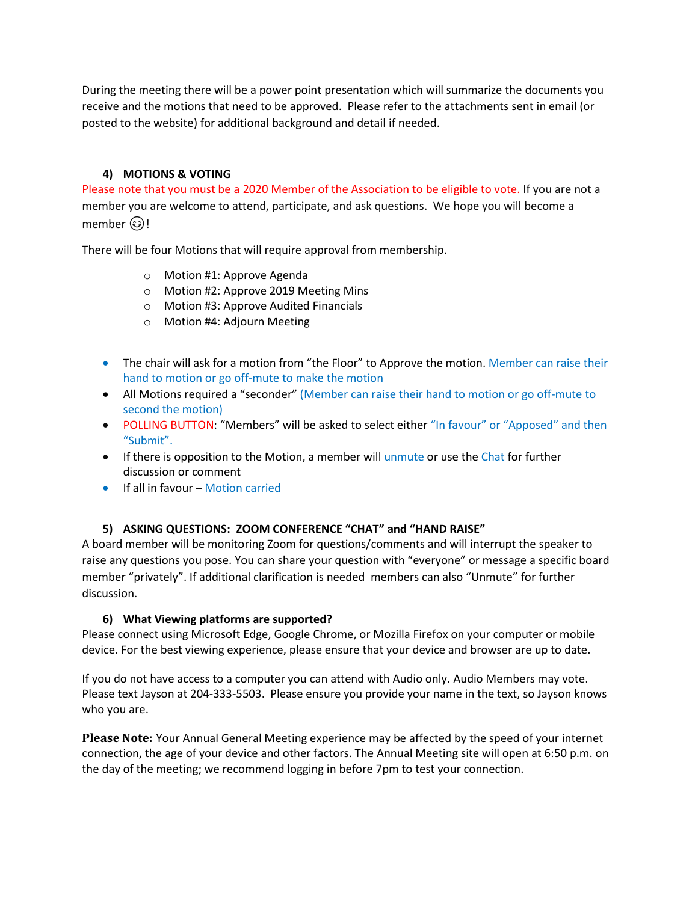During the meeting there will be a power point presentation which will summarize the documents you receive and the motions that need to be approved. Please refer to the attachments sent in email (or posted to the website) for additional background and detail if needed.

## 4) MOTIONS & VOTING

Please note that you must be a 2020 Member of the Association to be eligible to vote. If you are not a member you are welcome to attend, participate, and ask questions. We hope you will become a member 😉!

There will be four Motions that will require approval from membership.

- Motion #1: Approve Agenda
- Motion #2: Approve 2019 Meeting Mins
- Motion #3: Approve Audited Financials
- Motion #4: Adjourn Meeting

- The chair will ask for a motion from "the Floor" to Approve the motion. Member can raise their hand to motion or go off-mute to make the motion
- All Motions required a "seconder" (Member can raise their hand to motion or go off-mute to second the motion)
- POLLING BUTTON: "Members" will be asked to select either "In favour" or "Apposed" and then "Submit".
- If there is opposition to the Motion, a member will unmute or use the Chat for further discussion or comment
- If all in favour – Motion carried

## 5) ASKING QUESTIONS: ZOOM CONFERENCE "CHAT" and "HAND RAISE"

A board member will be monitoring Zoom for questions/comments and will interrupt the speaker to raise any questions you pose. You can share your question with "everyone" or message a specific board member "privately". If additional clarification is needed members can also "Unmute" for further discussion.

## 6) What Viewing platforms are supported?

Please connect using Microsoft Edge, Google Chrome, or Mozilla Firefox on your computer or mobile device. For the best viewing experience, please ensure that your device and browser are up to date.

If you do not have access to a computer you can attend with Audio only. Audio Members may vote. Please text Jayson at 204-333-5503. Please ensure you provide your name in the text, so Jayson knows who you are.

**Please Note:** Your Annual General Meeting experience may be affected by the speed of your internet connection, the age of your device and other factors. The Annual Meeting site will open at 6:50 p.m. on the day of the meeting; we recommend logging in before 7pm to test your connection.